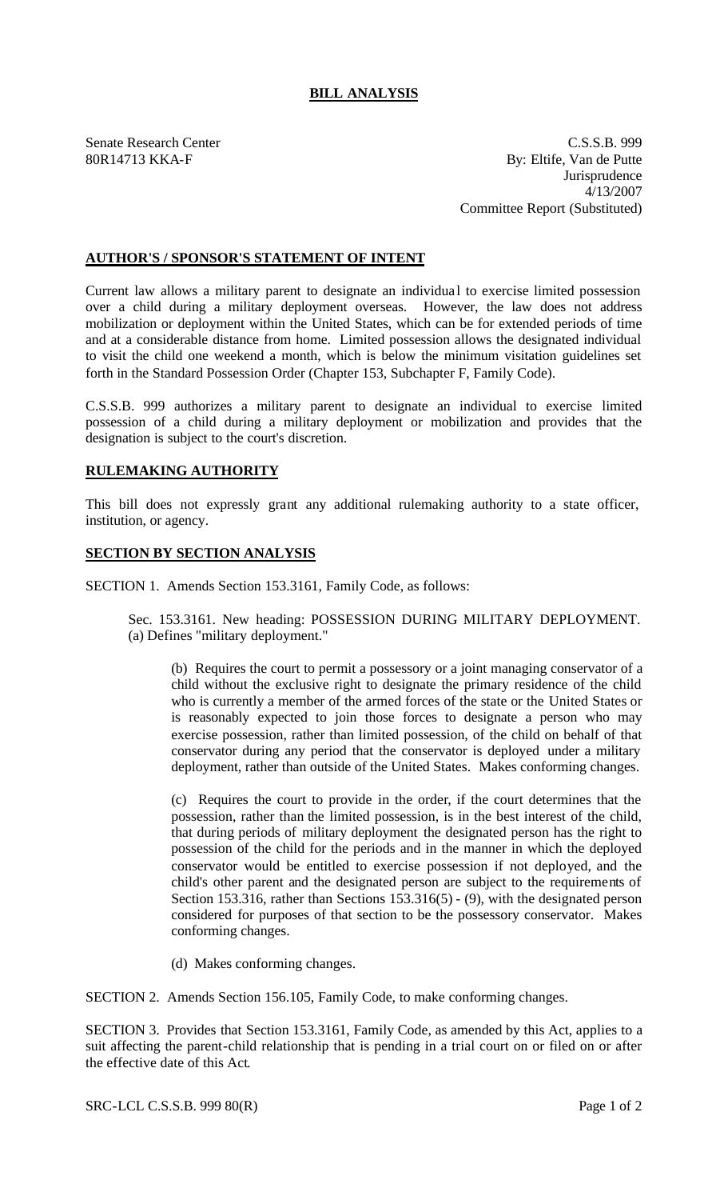# BILL ANALYSIS

Senate Research Center
80R14713 KKA-F

C.S.S.B. 999
By: Eltife, Van de Putte
Jurisprudence
4/13/2007
Committee Report (Substituted)

## AUTHOR'S / SPONSOR'S STATEMENT OF INTENT

Current law allows a military parent to designate an individual to exercise limited possession over a child during a military deployment overseas. However, the law does not address mobilization or deployment within the United States, which can be for extended periods of time and at a considerable distance from home. Limited possession allows the designated individual to visit the child one weekend a month, which is below the minimum visitation guidelines set forth in the Standard Possession Order (Chapter 153, Subchapter F, Family Code).

C.S.S.B. 999 authorizes a military parent to designate an individual to exercise limited possession of a child during a military deployment or mobilization and provides that the designation is subject to the court's discretion.

## RULEMAKING AUTHORITY

This bill does not expressly grant any additional rulemaking authority to a state officer, institution, or agency.

## SECTION BY SECTION ANALYSIS

SECTION 1. Amends Section 153.3161, Family Code, as follows:

Sec. 153.3161. New heading: POSSESSION DURING MILITARY DEPLOYMENT. (a) Defines "military deployment."

(b) Requires the court to permit a possessory or a joint managing conservator of a child without the exclusive right to designate the primary residence of the child who is currently a member of the armed forces of the state or the United States or is reasonably expected to join those forces to designate a person who may exercise possession, rather than limited possession, of the child on behalf of that conservator during any period that the conservator is deployed under a military deployment, rather than outside of the United States. Makes conforming changes.

(c) Requires the court to provide in the order, if the court determines that the possession, rather than the limited possession, is in the best interest of the child, that during periods of military deployment the designated person has the right to possession of the child for the periods and in the manner in which the deployed conservator would be entitled to exercise possession if not deployed, and the child's other parent and the designated person are subject to the requirements of Section 153.316, rather than Sections 153.316(5) - (9), with the designated person considered for purposes of that section to be the possessory conservator. Makes conforming changes.

(d) Makes conforming changes.

SECTION 2. Amends Section 156.105, Family Code, to make conforming changes.

SECTION 3. Provides that Section 153.3161, Family Code, as amended by this Act, applies to a suit affecting the parent-child relationship that is pending in a trial court on or filed on or after the effective date of this Act.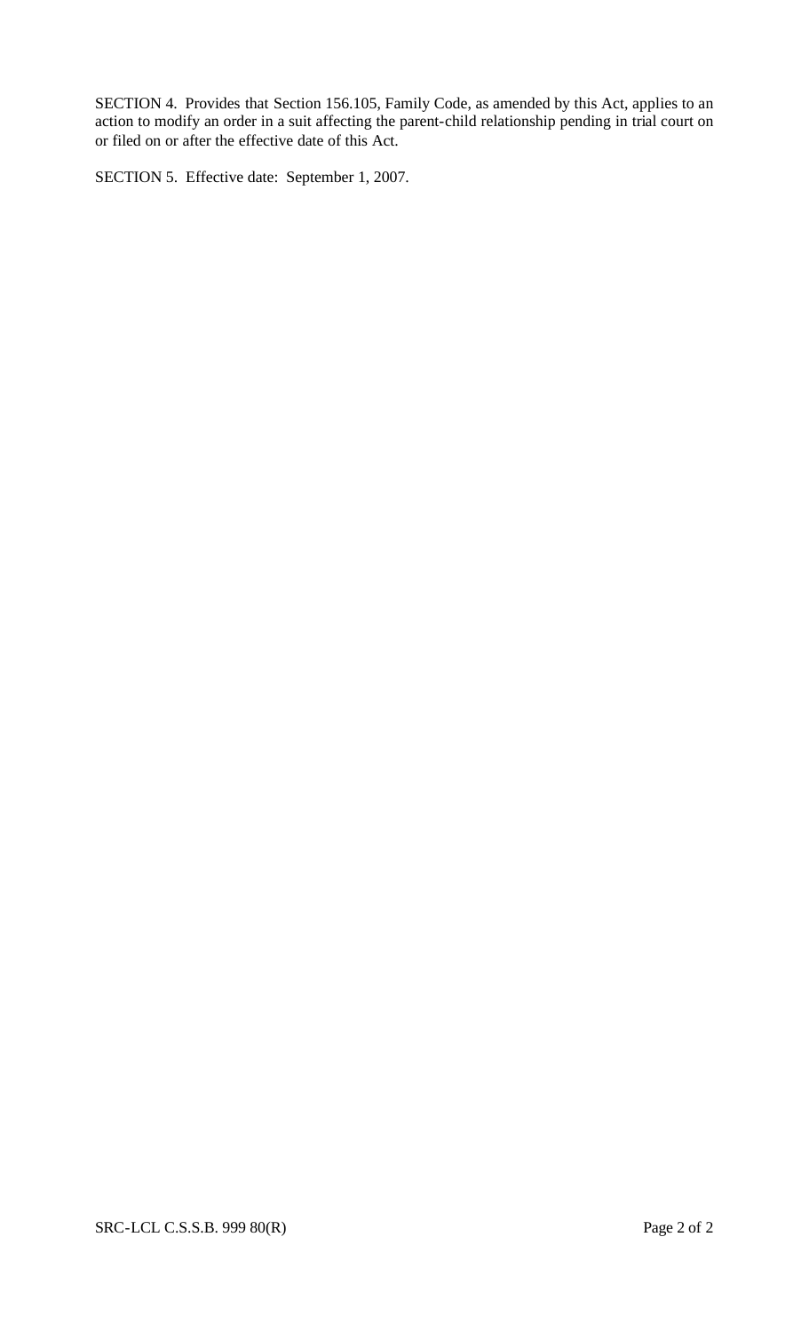SECTION 4. Provides that Section 156.105, Family Code, as amended by this Act, applies to an action to modify an order in a suit affecting the parent-child relationship pending in trial court on or filed on or after the effective date of this Act.

SECTION 5. Effective date: September 1, 2007.